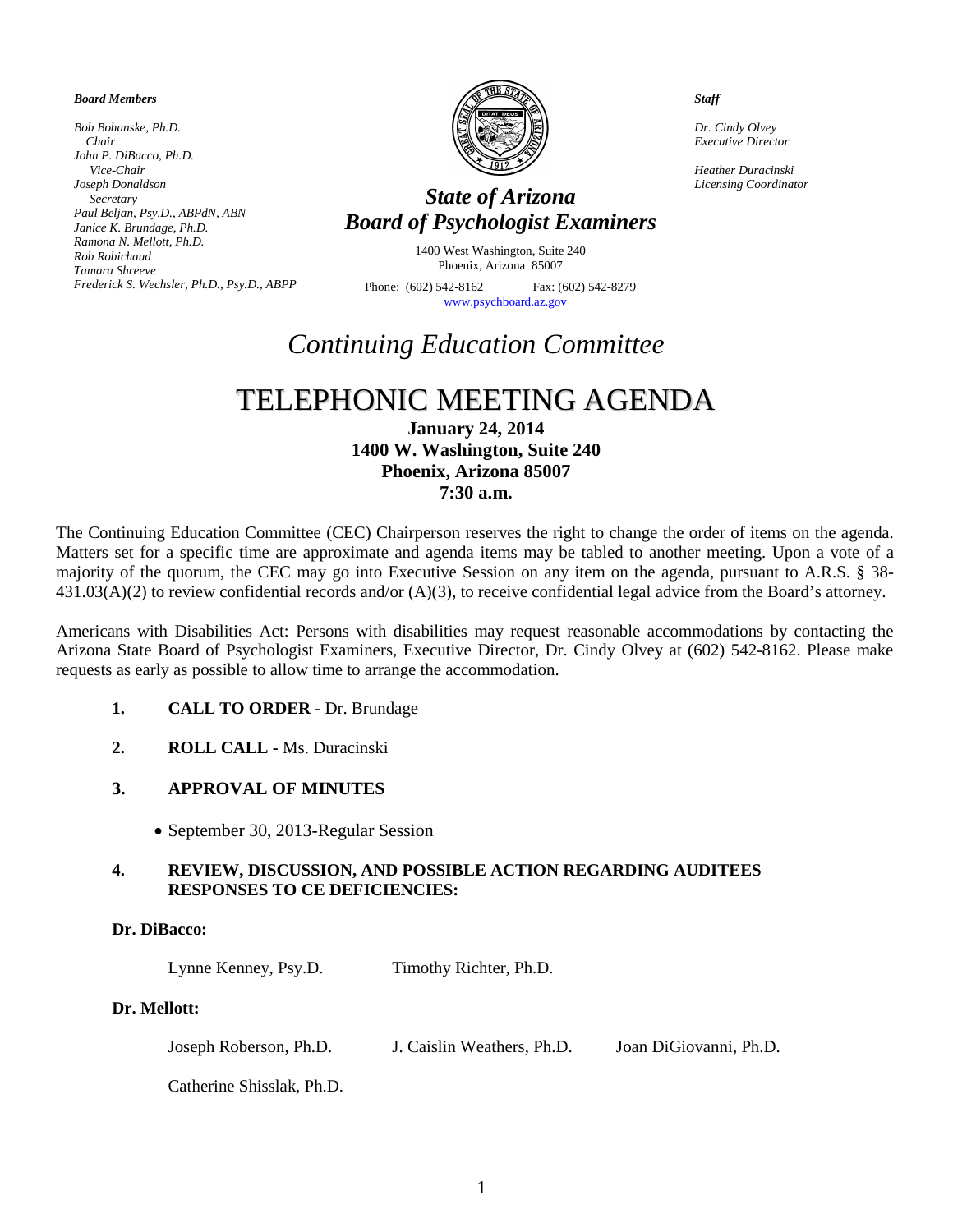***Board Members***

*Bob Bohanske, Ph.D.*
*Chair*
*John P. DiBacco, Ph.D.*
*Vice-Chair*
*Joseph Donaldson*
*Secretary*
*Paul Beljan, Psy.D., ABPdN, ABN*
*Janice K. Brundage, Ph.D.*
*Ramona N. Mellott, Ph.D.*
*Rob Robichaud*
*Tamara Shreeve*
*Frederick S. Wechsler, Ph.D., Psy.D., ABPP*

## *State of Arizona*
## *Board of Psychologist Examiners*

1400 West Washington, Suite 240
Phoenix, Arizona 85007

Phone: (602) 542-8162 Fax: (602) 542-8279
www.psychboard.az.gov

***Staff***

*Dr. Cindy Olvey*
*Executive Director*

*Heather Duracinski*
*Licensing Coordinator*

# *Continuing Education Committee*

# TELEPHONIC MEETING AGENDA

**January 24, 2014**
**1400 W. Washington, Suite 240**
**Phoenix, Arizona 85007**
**7:30 a.m.**

The Continuing Education Committee (CEC) Chairperson reserves the right to change the order of items on the agenda. Matters set for a specific time are approximate and agenda items may be tabled to another meeting. Upon a vote of a majority of the quorum, the CEC may go into Executive Session on any item on the agenda, pursuant to A.R.S. § 38-431.03(A)(2) to review confidential records and/or (A)(3), to receive confidential legal advice from the Board's attorney.

Americans with Disabilities Act: Persons with disabilities may request reasonable accommodations by contacting the Arizona State Board of Psychologist Examiners, Executive Director, Dr. Cindy Olvey at (602) 542-8162. Please make requests as early as possible to allow time to arrange the accommodation.

1. **CALL TO ORDER -** Dr. Brundage

2. **ROLL CALL -** Ms. Duracinski

3. **APPROVAL OF MINUTES**
   - September 30, 2013-Regular Session

4. **REVIEW, DISCUSSION, AND POSSIBLE ACTION REGARDING AUDITEES RESPONSES TO CE DEFICIENCIES:**

**Dr. DiBacco:**

Lynne Kenney, Psy.D. Timothy Richter, Ph.D.

**Dr. Mellott:**

Joseph Roberson, Ph.D. J. Caislin Weathers, Ph.D. Joan DiGiovanni, Ph.D.

Catherine Shisslak, Ph.D.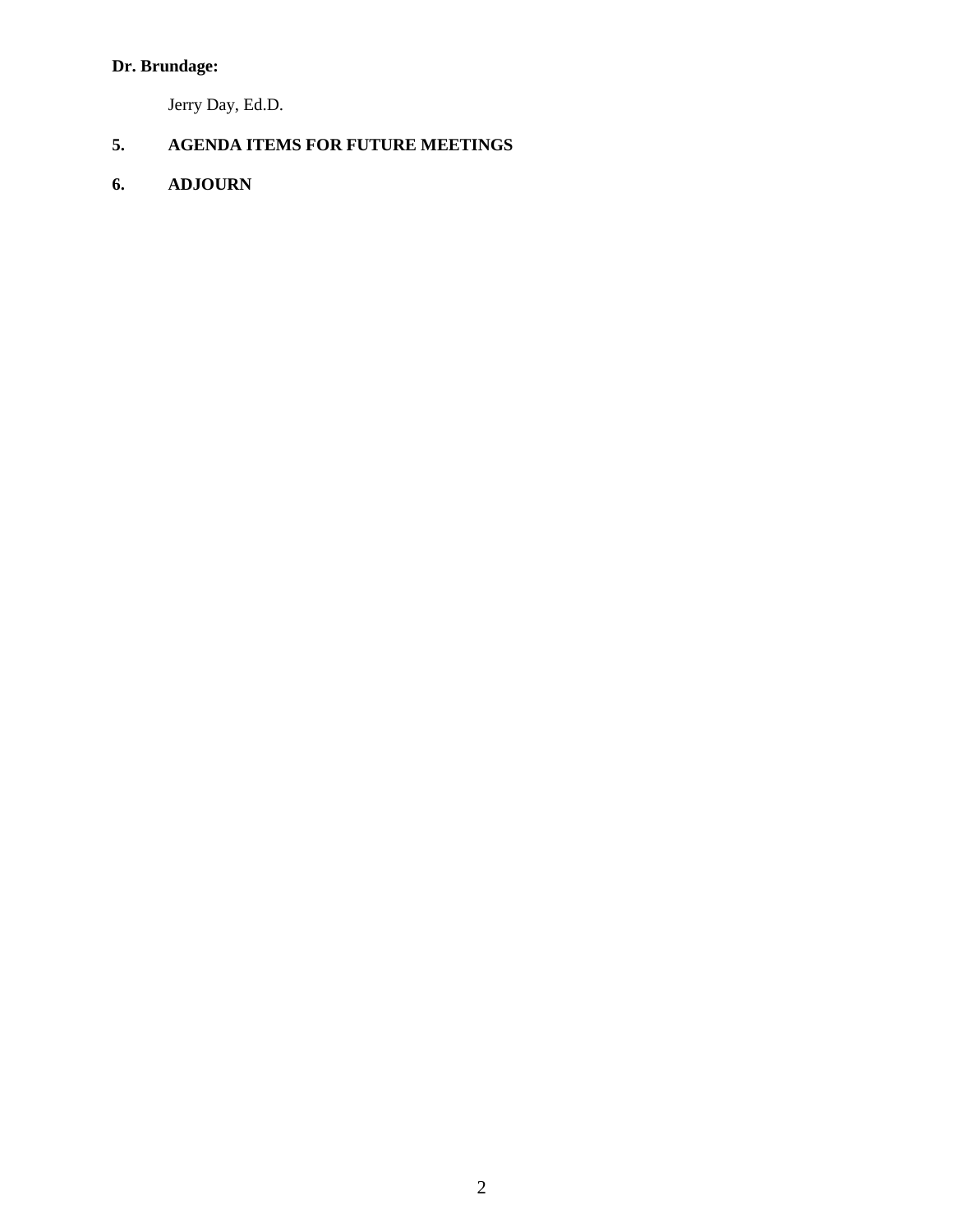**Dr. Brundage:**

Jerry Day, Ed.D.

**5. AGENDA ITEMS FOR FUTURE MEETINGS**

**6. ADJOURN**